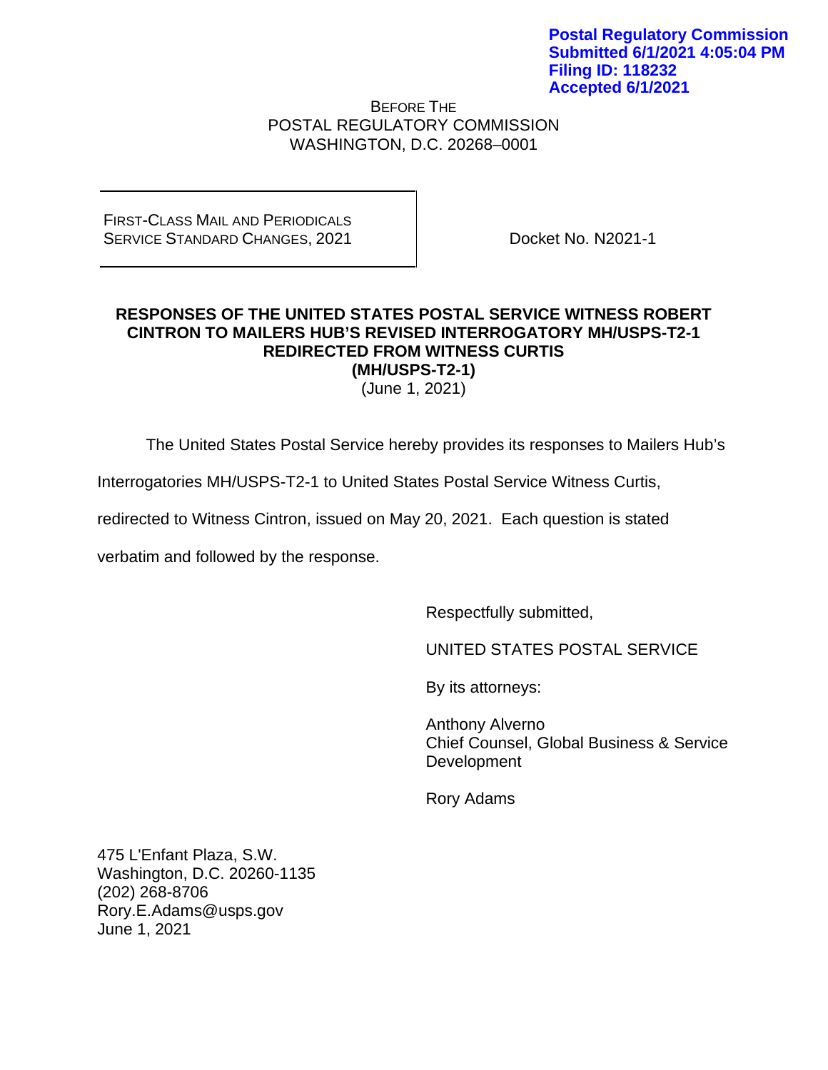**Postal Regulatory Commission**
**Submitted 6/1/2021 4:05:04 PM**
**Filing ID: 118232**
**Accepted 6/1/2021**

BEFORE THE
POSTAL REGULATORY COMMISSION
WASHINGTON, D.C. 20268–0001

| FIRST-CLASS MAIL AND PERIODICALS SERVICE STANDARD CHANGES, 2021 | Docket No. N2021-1 |
|---|---|

**RESPONSES OF THE UNITED STATES POSTAL SERVICE WITNESS ROBERT CINTRON TO MAILERS HUB'S REVISED INTERROGATORY MH/USPS-T2-1 REDIRECTED FROM WITNESS CURTIS**
**(MH/USPS-T2-1)**
(June 1, 2021)

The United States Postal Service hereby provides its responses to Mailers Hub's Interrogatories MH/USPS-T2-1 to United States Postal Service Witness Curtis, redirected to Witness Cintron, issued on May 20, 2021. Each question is stated verbatim and followed by the response.

Respectfully submitted,

UNITED STATES POSTAL SERVICE

By its attorneys:

Anthony Alverno
Chief Counsel, Global Business & Service Development

Rory Adams

475 L'Enfant Plaza, S.W.
Washington, D.C. 20260-1135
(202) 268-8706
Rory.E.Adams@usps.gov
June 1, 2021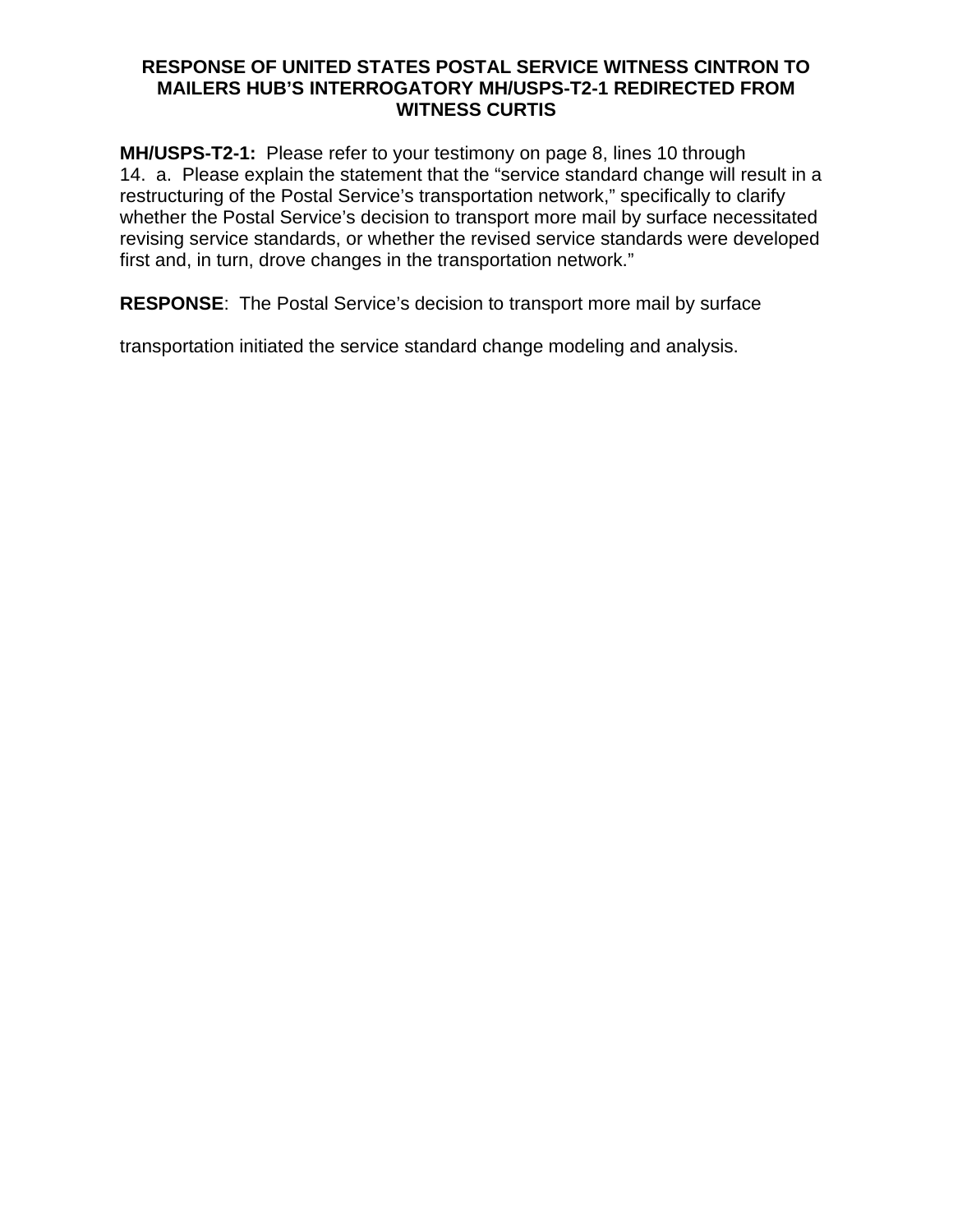**RESPONSE OF UNITED STATES POSTAL SERVICE WITNESS CINTRON TO MAILERS HUB'S INTERROGATORY MH/USPS-T2-1 REDIRECTED FROM WITNESS CURTIS**

**MH/USPS-T2-1:** Please refer to your testimony on page 8, lines 10 through 14. a. Please explain the statement that the "service standard change will result in a restructuring of the Postal Service's transportation network," specifically to clarify whether the Postal Service's decision to transport more mail by surface necessitated revising service standards, or whether the revised service standards were developed first and, in turn, drove changes in the transportation network."

**RESPONSE**: The Postal Service's decision to transport more mail by surface transportation initiated the service standard change modeling and analysis.